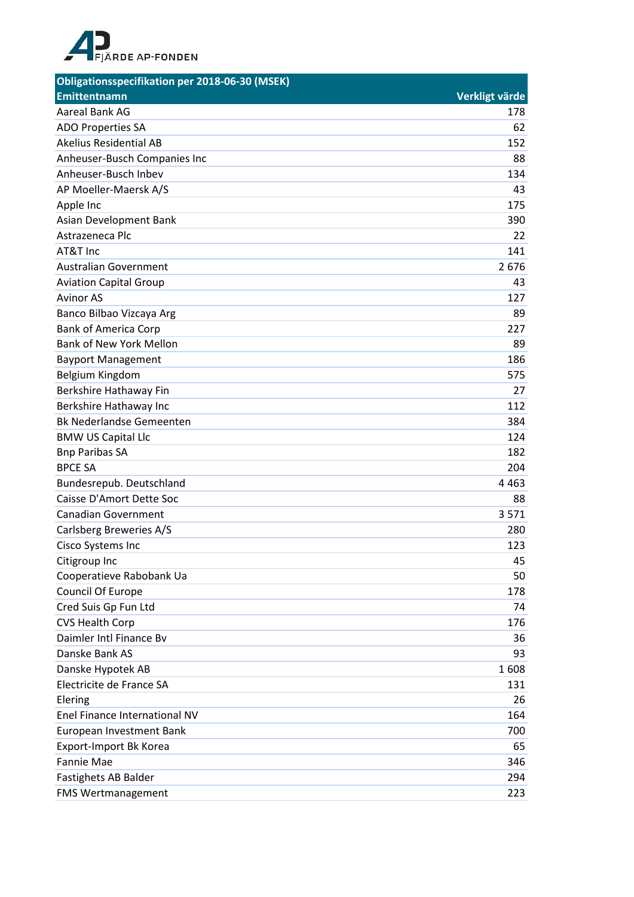FJÄRDE AP-FONDEN

| Obligationsspecifikation per 2018-06-30 (MSEK) | |
|---|---|
| **Emittentnamn** | **Verkligt värde** |
| Aareal Bank AG | 178 |
| ADO Properties SA | 62 |
| Akelius Residential AB | 152 |
| Anheuser-Busch Companies Inc | 88 |
| Anheuser-Busch Inbev | 134 |
| AP Moeller-Maersk A/S | 43 |
| Apple Inc | 175 |
| Asian Development Bank | 390 |
| Astrazeneca Plc | 22 |
| AT&T Inc | 141 |
| Australian Government | 2 676 |
| Aviation Capital Group | 43 |
| Avinor AS | 127 |
| Banco Bilbao Vizcaya Arg | 89 |
| Bank of America Corp | 227 |
| Bank of New York Mellon | 89 |
| Bayport Management | 186 |
| Belgium Kingdom | 575 |
| Berkshire Hathaway Fin | 27 |
| Berkshire Hathaway Inc | 112 |
| Bk Nederlandse Gemeenten | 384 |
| BMW US Capital Llc | 124 |
| Bnp Paribas SA | 182 |
| BPCE SA | 204 |
| Bundesrepub. Deutschland | 4 463 |
| Caisse D'Amort Dette Soc | 88 |
| Canadian Government | 3 571 |
| Carlsberg Breweries A/S | 280 |
| Cisco Systems Inc | 123 |
| Citigroup Inc | 45 |
| Cooperatieve Rabobank Ua | 50 |
| Council Of Europe | 178 |
| Cred Suis Gp Fun Ltd | 74 |
| CVS Health Corp | 176 |
| Daimler Intl Finance Bv | 36 |
| Danske Bank AS | 93 |
| Danske Hypotek AB | 1 608 |
| Electricite de France SA | 131 |
| Elering | 26 |
| Enel Finance International NV | 164 |
| European Investment Bank | 700 |
| Export-Import Bk Korea | 65 |
| Fannie Mae | 346 |
| Fastighets AB Balder | 294 |
| FMS Wertmanagement | 223 |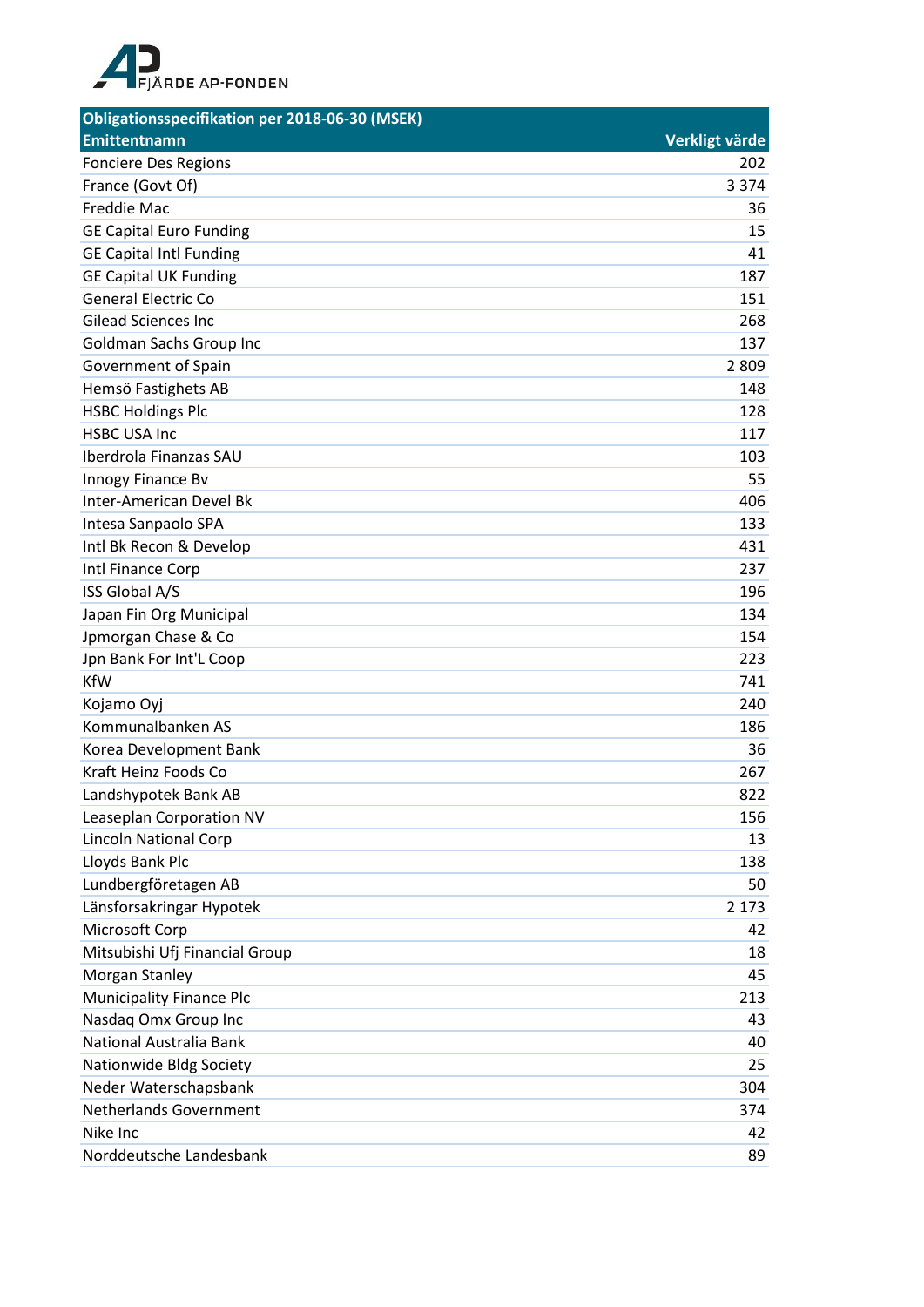FJÄRDE AP-FONDEN

| Obligationsspecifikation per 2018-06-30 (MSEK) | |
|---|---|
| **Emittentnamn** | **Verkligt värde** |
| Fonciere Des Regions | 202 |
| France (Govt Of) | 3 374 |
| Freddie Mac | 36 |
| GE Capital Euro Funding | 15 |
| GE Capital Intl Funding | 41 |
| GE Capital UK Funding | 187 |
| General Electric Co | 151 |
| Gilead Sciences Inc | 268 |
| Goldman Sachs Group Inc | 137 |
| Government of Spain | 2 809 |
| Hemsö Fastighets AB | 148 |
| HSBC Holdings Plc | 128 |
| HSBC USA Inc | 117 |
| Iberdrola Finanzas SAU | 103 |
| Innogy Finance Bv | 55 |
| Inter-American Devel Bk | 406 |
| Intesa Sanpaolo SPA | 133 |
| Intl Bk Recon & Develop | 431 |
| Intl Finance Corp | 237 |
| ISS Global A/S | 196 |
| Japan Fin Org Municipal | 134 |
| Jpmorgan Chase & Co | 154 |
| Jpn Bank For Int'L Coop | 223 |
| KfW | 741 |
| Kojamo Oyj | 240 |
| Kommunalbanken AS | 186 |
| Korea Development Bank | 36 |
| Kraft Heinz Foods Co | 267 |
| Landshypotek Bank AB | 822 |
| Leaseplan Corporation NV | 156 |
| Lincoln National Corp | 13 |
| Lloyds Bank Plc | 138 |
| Lundbergföretagen AB | 50 |
| Länsforsakringar Hypotek | 2 173 |
| Microsoft Corp | 42 |
| Mitsubishi Ufj Financial Group | 18 |
| Morgan Stanley | 45 |
| Municipality Finance Plc | 213 |
| Nasdaq Omx Group Inc | 43 |
| National Australia Bank | 40 |
| Nationwide Bldg Society | 25 |
| Neder Waterschapsbank | 304 |
| Netherlands Government | 374 |
| Nike Inc | 42 |
| Norddeutsche Landesbank | 89 |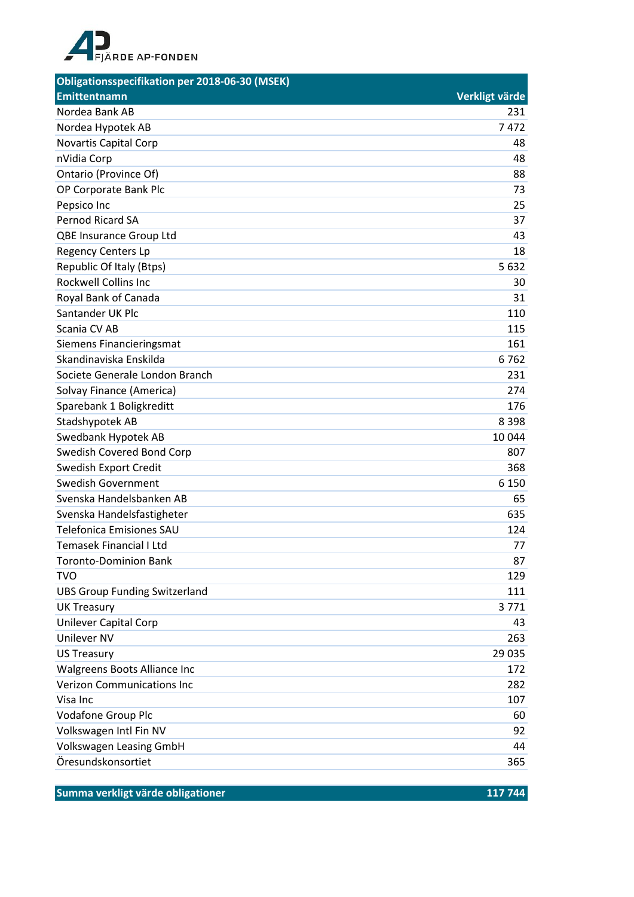FJÄRDE AP-FONDEN

| Obligationsspecifikation per 2018-06-30 (MSEK) | |
|---|---|
| **Emittentnamn** | **Verkligt värde** |
| Nordea Bank AB | 231 |
| Nordea Hypotek AB | 7 472 |
| Novartis Capital Corp | 48 |
| nVidia Corp | 48 |
| Ontario (Province Of) | 88 |
| OP Corporate Bank Plc | 73 |
| Pepsico Inc | 25 |
| Pernod Ricard SA | 37 |
| QBE Insurance Group Ltd | 43 |
| Regency Centers Lp | 18 |
| Republic Of Italy (Btps) | 5 632 |
| Rockwell Collins Inc | 30 |
| Royal Bank of Canada | 31 |
| Santander UK Plc | 110 |
| Scania CV AB | 115 |
| Siemens Financieringsmat | 161 |
| Skandinaviska Enskilda | 6 762 |
| Societe Generale London Branch | 231 |
| Solvay Finance (America) | 274 |
| Sparebank 1 Boligkreditt | 176 |
| Stadshypotek AB | 8 398 |
| Swedbank Hypotek AB | 10 044 |
| Swedish Covered Bond Corp | 807 |
| Swedish Export Credit | 368 |
| Swedish Government | 6 150 |
| Svenska Handelsbanken AB | 65 |
| Svenska Handelsfastigheter | 635 |
| Telefonica Emisiones SAU | 124 |
| Temasek Financial I Ltd | 77 |
| Toronto-Dominion Bank | 87 |
| TVO | 129 |
| UBS Group Funding Switzerland | 111 |
| UK Treasury | 3 771 |
| Unilever Capital Corp | 43 |
| Unilever NV | 263 |
| US Treasury | 29 035 |
| Walgreens Boots Alliance Inc | 172 |
| Verizon Communications Inc | 282 |
| Visa Inc | 107 |
| Vodafone Group Plc | 60 |
| Volkswagen Intl Fin NV | 92 |
| Volkswagen Leasing GmbH | 44 |
| Öresundskonsortiet | 365 |
| **Summa verkligt värde obligationer** | **117 744** |